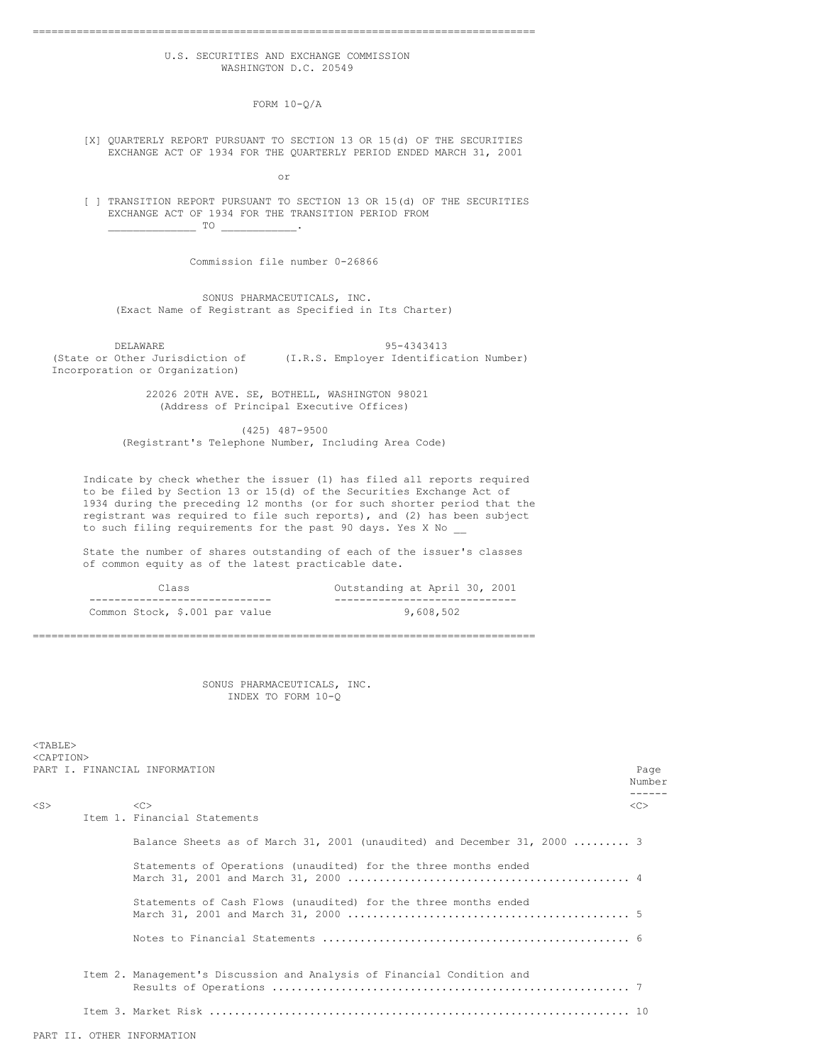U.S. SECURITIES AND EXCHANGE COMMISSION
WASHINGTON D.C. 20549

# FORM 10-Q/A

[X] QUARTERLY REPORT PURSUANT TO SECTION 13 OR 15(d) OF THE SECURITIES EXCHANGE ACT OF 1934 FOR THE QUARTERLY PERIOD ENDED MARCH 31, 2001

or

[ ] TRANSITION REPORT PURSUANT TO SECTION 13 OR 15(d) OF THE SECURITIES EXCHANGE ACT OF 1934 FOR THE TRANSITION PERIOD FROM _____________ TO ___________.

Commission file number 0-26866

## SONUS PHARMACEUTICALS, INC.

(Exact Name of Registrant as Specified in Its Charter)

| DELAWARE | 95-4343413 |
|---|---|
| (State or Other Jurisdiction of Incorporation or Organization) | (I.R.S. Employer Identification Number) |

22026 20TH AVE. SE, BOTHELL, WASHINGTON 98021
(Address of Principal Executive Offices)

(425) 487-9500
(Registrant's Telephone Number, Including Area Code)

Indicate by check whether the issuer (1) has filed all reports required to be filed by Section 13 or 15(d) of the Securities Exchange Act of 1934 during the preceding 12 months (or for such shorter period that the registrant was required to file such reports), and (2) has been subject to such filing requirements for the past 90 days. Yes X No __

State the number of shares outstanding of each of the issuer's classes of common equity as of the latest practicable date.

| Class | Outstanding at April 30, 2001 |
|---|---|
| Common Stock, $.001 par value | 9,608,502 |

## SONUS PHARMACEUTICALS, INC.
## INDEX TO FORM 10-Q

| PART I. FINANCIAL INFORMATION | Page Number |
|---|---|
| Item 1. Financial Statements | |
| Balance Sheets as of March 31, 2001 (unaudited) and December 31, 2000 | 3 |
| Statements of Operations (unaudited) for the three months ended March 31, 2001 and March 31, 2000 | 4 |
| Statements of Cash Flows (unaudited) for the three months ended March 31, 2001 and March 31, 2000 | 5 |
| Notes to Financial Statements | 6 |
| Item 2. Management's Discussion and Analysis of Financial Condition and Results of Operations | 7 |
| Item 3. Market Risk | 10 |
| PART II. OTHER INFORMATION | |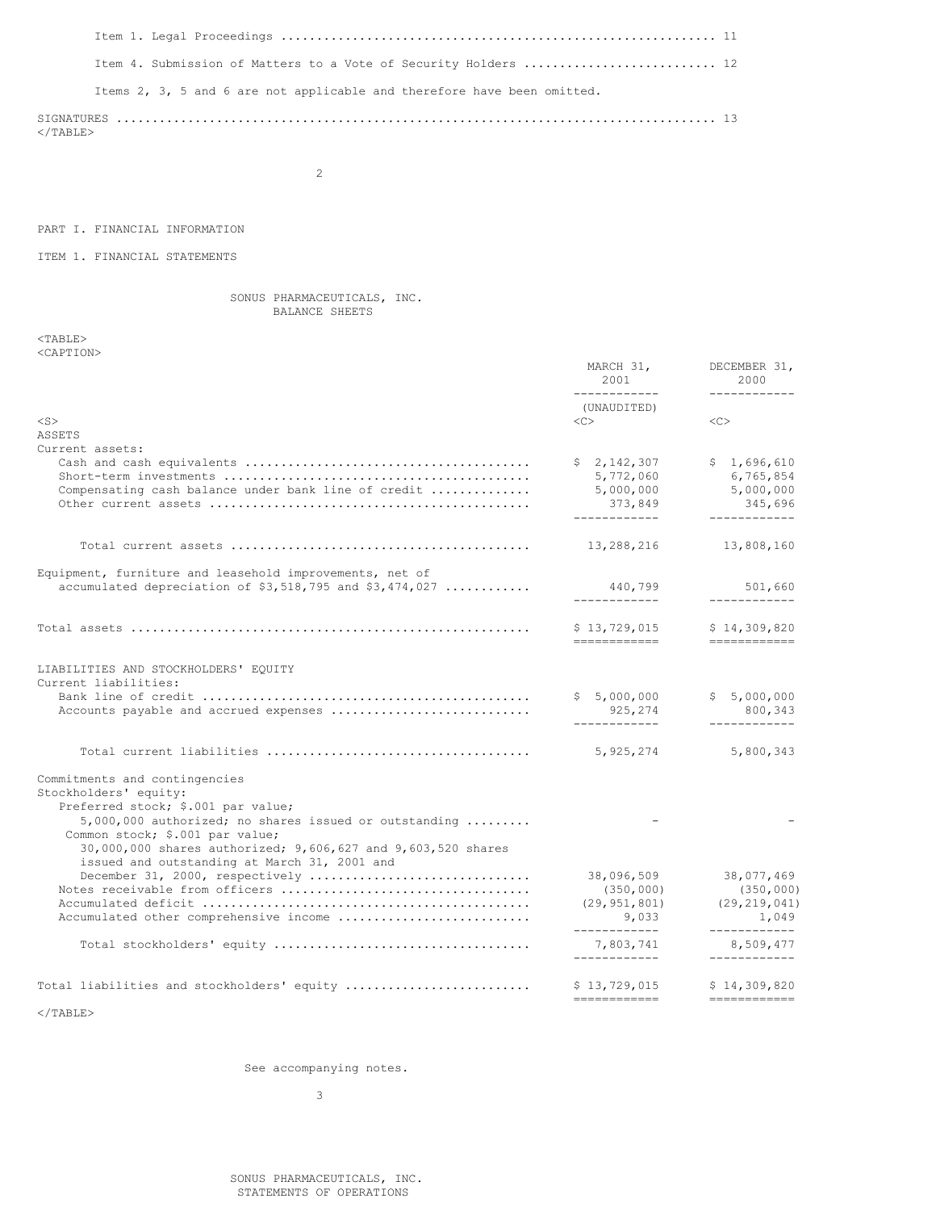Item 1. Legal Proceedings ........................................................... 11

Item 4. Submission of Matters to a Vote of Security Holders .......................... 12

Items 2, 3, 5 and 6 are not applicable and therefore have been omitted.

SIGNATURES ............................................................................... 13

PART I. FINANCIAL INFORMATION

ITEM 1. FINANCIAL STATEMENTS

SONUS PHARMACEUTICALS, INC.
BALANCE SHEETS

| | MARCH 31, 2001 | DECEMBER 31, 2000 |
|---|---|---|
| | (UNAUDITED) | |
| ASSETS | | |
| Current assets: | | |
| Cash and cash equivalents | $ 2,142,307 | $ 1,696,610 |
| Short-term investments | 5,772,060 | 6,765,854 |
| Compensating cash balance under bank line of credit | 5,000,000 | 5,000,000 |
| Other current assets | 373,849 | 345,696 |
| Total current assets | 13,288,216 | 13,808,160 |
| Equipment, furniture and leasehold improvements, net of accumulated depreciation of $3,518,795 and $3,474,027 | 440,799 | 501,660 |
| Total assets | $ 13,729,015 | $ 14,309,820 |
| LIABILITIES AND STOCKHOLDERS' EQUITY | | |
| Current liabilities: | | |
| Bank line of credit | $ 5,000,000 | $ 5,000,000 |
| Accounts payable and accrued expenses | 925,274 | 800,343 |
| Total current liabilities | 5,925,274 | 5,800,343 |
| Commitments and contingencies | | |
| Stockholders' equity: | | |
| Preferred stock; $.001 par value; 5,000,000 authorized; no shares issued or outstanding | - | - |
| Common stock; $.001 par value; 30,000,000 shares authorized; 9,606,627 and 9,603,520 shares issued and outstanding at March 31, 2001 and December 31, 2000, respectively | 38,096,509 | 38,077,469 |
| Notes receivable from officers | (350,000) | (350,000) |
| Accumulated deficit | (29,951,801) | (29,219,041) |
| Accumulated other comprehensive income | 9,033 | 1,049 |
| Total stockholders' equity | 7,803,741 | 8,509,477 |
| Total liabilities and stockholders' equity | $ 13,729,015 | $ 14,309,820 |

See accompanying notes.

SONUS PHARMACEUTICALS, INC.
STATEMENTS OF OPERATIONS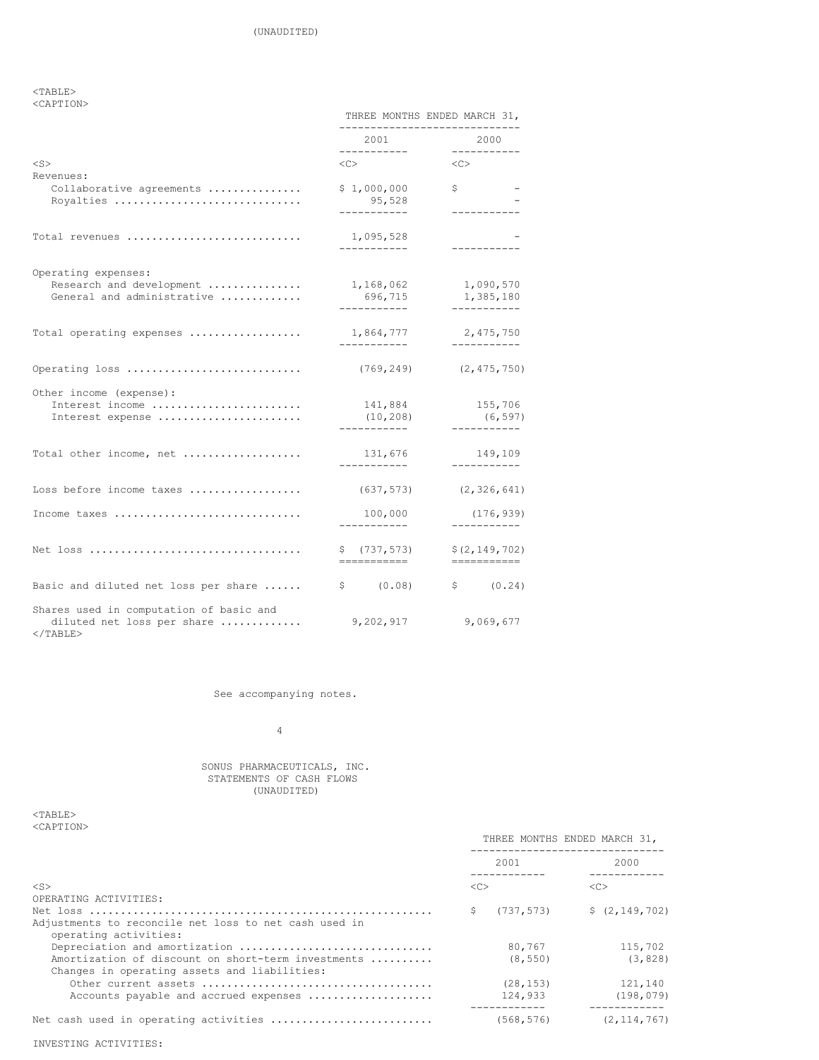(UNAUDITED)

| | THREE MONTHS ENDED MARCH 31, | |
|---|---|---|
| | 2001 | 2000 |
| Revenues: | | |
| Collaborative agreements | $ 1,000,000 | $ - |
| Royalties | 95,528 | - |
| Total revenues | 1,095,528 | - |
| Operating expenses: | | |
| Research and development | 1,168,062 | 1,090,570 |
| General and administrative | 696,715 | 1,385,180 |
| Total operating expenses | 1,864,777 | 2,475,750 |
| Operating loss | (769,249) | (2,475,750) |
| Other income (expense): | | |
| Interest income | 141,884 | 155,706 |
| Interest expense | (10,208) | (6,597) |
| Total other income, net | 131,676 | 149,109 |
| Loss before income taxes | (637,573) | (2,326,641) |
| Income taxes | 100,000 | (176,939) |
| Net loss | $ (737,573) | $(2,149,702) |
| Basic and diluted net loss per share | $ (0.08) | $ (0.24) |
| Shares used in computation of basic and diluted net loss per share | 9,202,917 | 9,069,677 |

See accompanying notes.

SONUS PHARMACEUTICALS, INC.
STATEMENTS OF CASH FLOWS
(UNAUDITED)

| | THREE MONTHS ENDED MARCH 31, | |
|---|---|---|
| | 2001 | 2000 |
| OPERATING ACTIVITIES: | | |
| Net loss | $ (737,573) | $ (2,149,702) |
| Adjustments to reconcile net loss to net cash used in operating activities: | | |
| Depreciation and amortization | 80,767 | 115,702 |
| Amortization of discount on short-term investments | (8,550) | (3,828) |
| Changes in operating assets and liabilities: | | |
| Other current assets | (28,153) | 121,140 |
| Accounts payable and accrued expenses | 124,933 | (198,079) |
| Net cash used in operating activities | (568,576) | (2,114,767) |
| INVESTING ACTIVITIES: | | |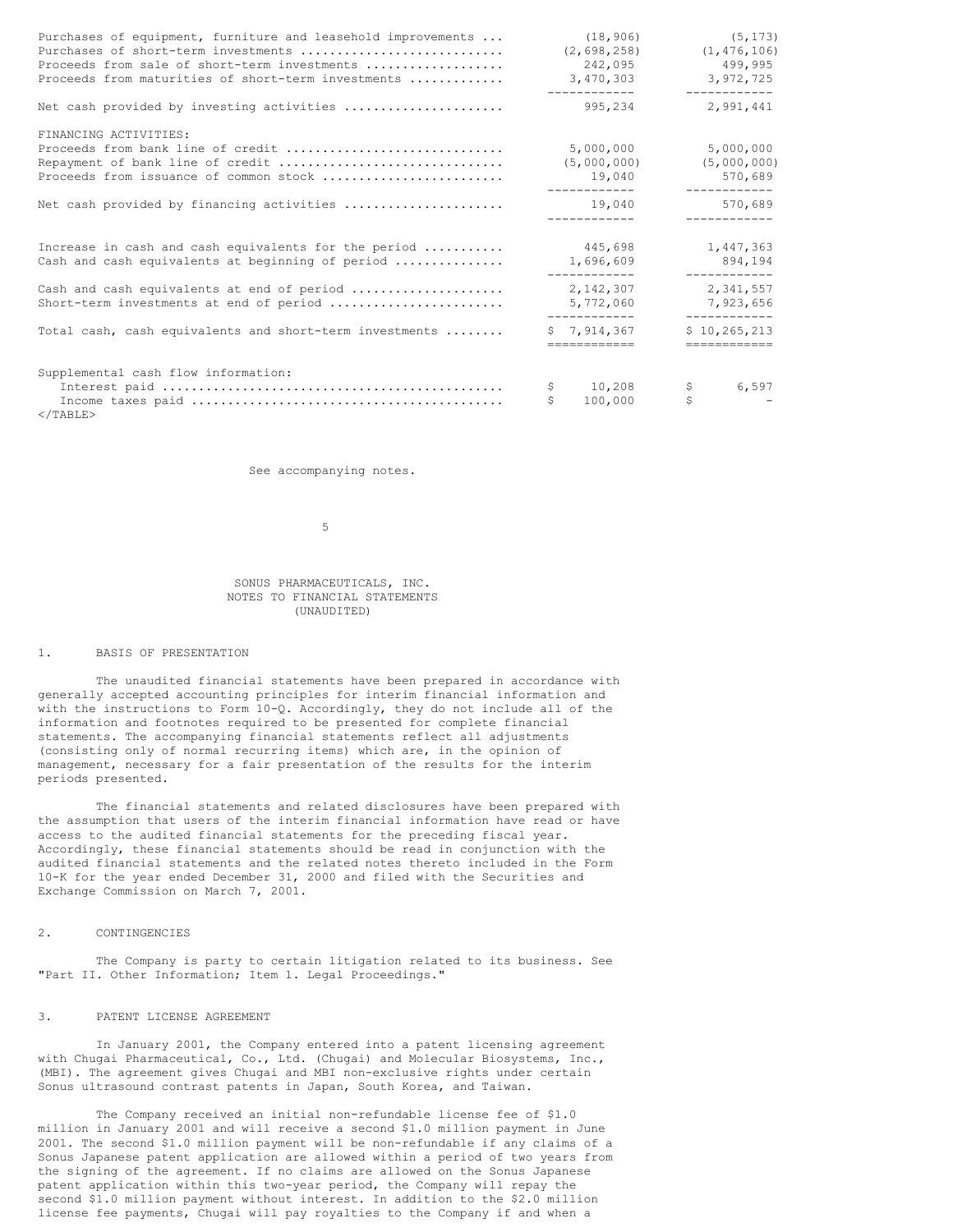| | | |
|---|---|---|
| Purchases of equipment, furniture and leasehold improvements ... | (18,906) | (5,173) |
| Purchases of short-term investments ... | (2,698,258) | (1,476,106) |
| Proceeds from sale of short-term investments ... | 242,095 | 499,995 |
| Proceeds from maturities of short-term investments ... | 3,470,303 | 3,972,725 |
| Net cash provided by investing activities ... | 995,234 | 2,991,441 |
| FINANCING ACTIVITIES: | | |
| Proceeds from bank line of credit ... | 5,000,000 | 5,000,000 |
| Repayment of bank line of credit ... | (5,000,000) | (5,000,000) |
| Proceeds from issuance of common stock ... | 19,040 | 570,689 |
| Net cash provided by financing activities ... | 19,040 | 570,689 |
| Increase in cash and cash equivalents for the period ... | 445,698 | 1,447,363 |
| Cash and cash equivalents at beginning of period ... | 1,696,609 | 894,194 |
| Cash and cash equivalents at end of period ... | 2,142,307 | 2,341,557 |
| Short-term investments at end of period ... | 5,772,060 | 7,923,656 |
| Total cash, cash equivalents and short-term investments ... | $ 7,914,367 | $ 10,265,213 |
| Supplemental cash flow information: | | |
| Interest paid ... | $ 10,208 | $ 6,597 |
| Income taxes paid ... | $ 100,000 | $ - |

See accompanying notes.

# SONUS PHARMACEUTICALS, INC.
## NOTES TO FINANCIAL STATEMENTS
## (UNAUDITED)

### 1. BASIS OF PRESENTATION

The unaudited financial statements have been prepared in accordance with generally accepted accounting principles for interim financial information and with the instructions to Form 10-Q. Accordingly, they do not include all of the information and footnotes required to be presented for complete financial statements. The accompanying financial statements reflect all adjustments (consisting only of normal recurring items) which are, in the opinion of management, necessary for a fair presentation of the results for the interim periods presented.

The financial statements and related disclosures have been prepared with the assumption that users of the interim financial information have read or have access to the audited financial statements for the preceding fiscal year. Accordingly, these financial statements should be read in conjunction with the audited financial statements and the related notes thereto included in the Form 10-K for the year ended December 31, 2000 and filed with the Securities and Exchange Commission on March 7, 2001.

### 2. CONTINGENCIES

The Company is party to certain litigation related to its business. See "Part II. Other Information; Item 1. Legal Proceedings."

### 3. PATENT LICENSE AGREEMENT

In January 2001, the Company entered into a patent licensing agreement with Chugai Pharmaceutical, Co., Ltd. (Chugai) and Molecular Biosystems, Inc., (MBI). The agreement gives Chugai and MBI non-exclusive rights under certain Sonus ultrasound contrast patents in Japan, South Korea, and Taiwan.

The Company received an initial non-refundable license fee of $1.0 million in January 2001 and will receive a second $1.0 million payment in June 2001. The second $1.0 million payment will be non-refundable if any claims of a Sonus Japanese patent application are allowed within a period of two years from the signing of the agreement. If no claims are allowed on the Sonus Japanese patent application within this two-year period, the Company will repay the second $1.0 million payment without interest. In addition to the $2.0 million license fee payments, Chugai will pay royalties to the Company if and when a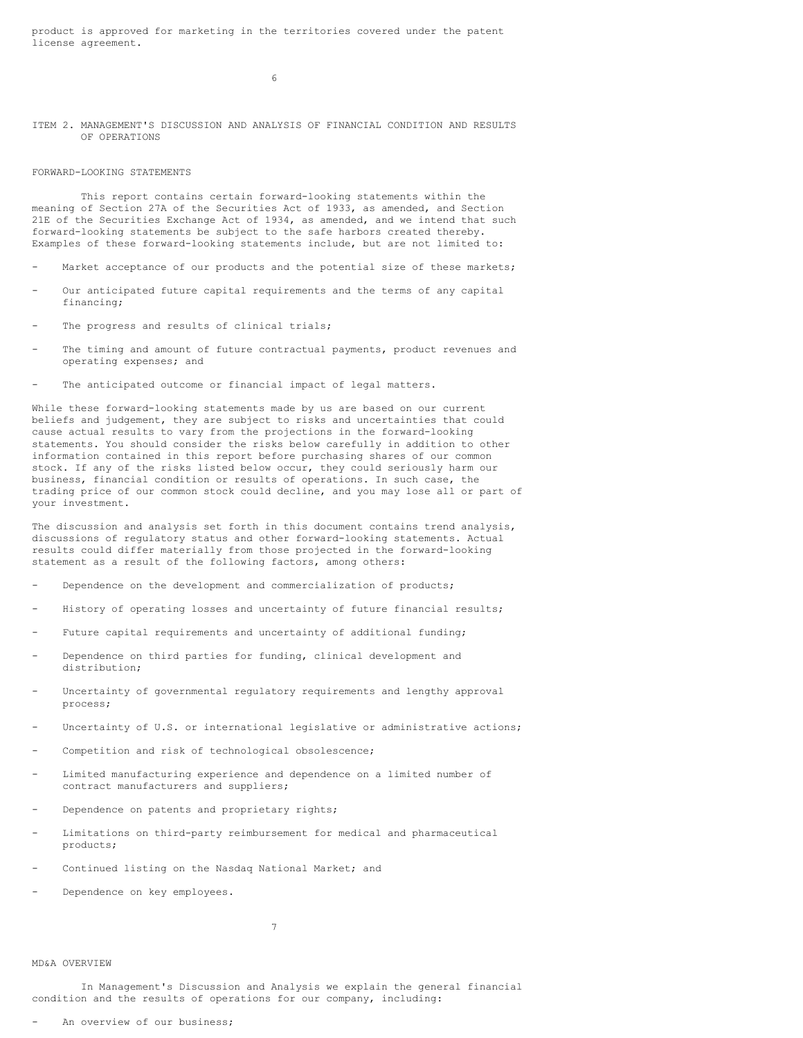product is approved for marketing in the territories covered under the patent license agreement.

## ITEM 2. MANAGEMENT'S DISCUSSION AND ANALYSIS OF FINANCIAL CONDITION AND RESULTS OF OPERATIONS

### FORWARD-LOOKING STATEMENTS

This report contains certain forward-looking statements within the meaning of Section 27A of the Securities Act of 1933, as amended, and Section 21E of the Securities Exchange Act of 1934, as amended, and we intend that such forward-looking statements be subject to the safe harbors created thereby. Examples of these forward-looking statements include, but are not limited to:

- Market acceptance of our products and the potential size of these markets;
- Our anticipated future capital requirements and the terms of any capital financing;
- The progress and results of clinical trials;
- The timing and amount of future contractual payments, product revenues and operating expenses; and
- The anticipated outcome or financial impact of legal matters.

While these forward-looking statements made by us are based on our current beliefs and judgement, they are subject to risks and uncertainties that could cause actual results to vary from the projections in the forward-looking statements. You should consider the risks below carefully in addition to other information contained in this report before purchasing shares of our common stock. If any of the risks listed below occur, they could seriously harm our business, financial condition or results of operations. In such case, the trading price of our common stock could decline, and you may lose all or part of your investment.

The discussion and analysis set forth in this document contains trend analysis, discussions of regulatory status and other forward-looking statements. Actual results could differ materially from those projected in the forward-looking statement as a result of the following factors, among others:

- Dependence on the development and commercialization of products;
- History of operating losses and uncertainty of future financial results;
- Future capital requirements and uncertainty of additional funding;
- Dependence on third parties for funding, clinical development and distribution;
- Uncertainty of governmental regulatory requirements and lengthy approval process;
- Uncertainty of U.S. or international legislative or administrative actions;
- Competition and risk of technological obsolescence;
- Limited manufacturing experience and dependence on a limited number of contract manufacturers and suppliers;
- Dependence on patents and proprietary rights;
- Limitations on third-party reimbursement for medical and pharmaceutical products;
- Continued listing on the Nasdaq National Market; and
- Dependence on key employees.

### MD&A OVERVIEW

In Management's Discussion and Analysis we explain the general financial condition and the results of operations for our company, including:

- An overview of our business;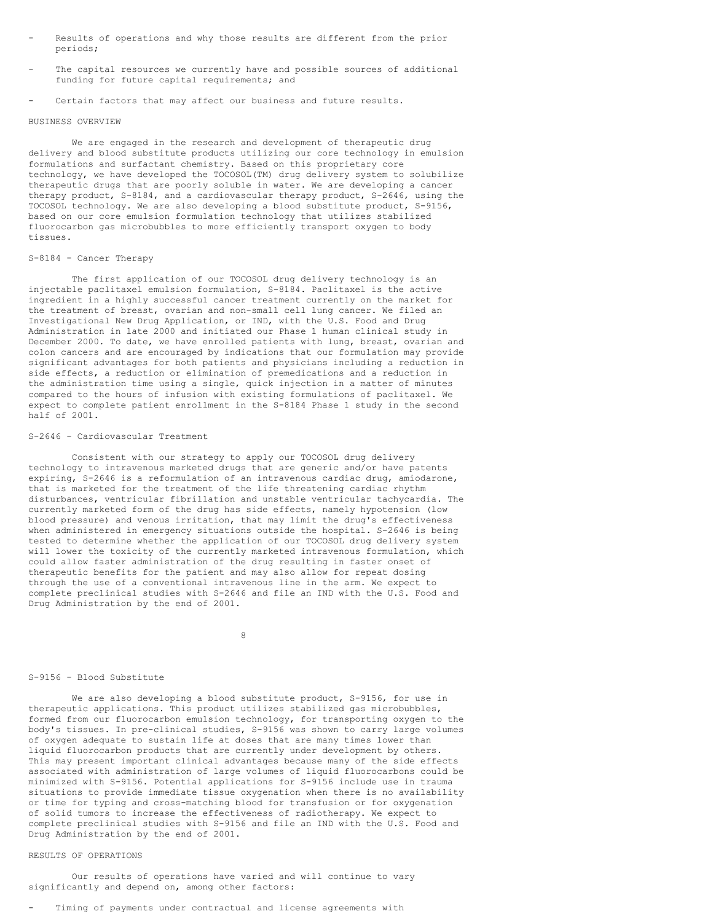- Results of operations and why those results are different from the prior periods;

- The capital resources we currently have and possible sources of additional funding for future capital requirements; and

- Certain factors that may affect our business and future results.

## BUSINESS OVERVIEW

We are engaged in the research and development of therapeutic drug delivery and blood substitute products utilizing our core technology in emulsion formulations and surfactant chemistry. Based on this proprietary core technology, we have developed the TOCOSOL(TM) drug delivery system to solubilize therapeutic drugs that are poorly soluble in water. We are developing a cancer therapy product, S-8184, and a cardiovascular therapy product, S-2646, using the TOCOSOL technology. We are also developing a blood substitute product, S-9156, based on our core emulsion formulation technology that utilizes stabilized fluorocarbon gas microbubbles to more efficiently transport oxygen to body tissues.

### S-8184 - Cancer Therapy

The first application of our TOCOSOL drug delivery technology is an injectable paclitaxel emulsion formulation, S-8184. Paclitaxel is the active ingredient in a highly successful cancer treatment currently on the market for the treatment of breast, ovarian and non-small cell lung cancer. We filed an Investigational New Drug Application, or IND, with the U.S. Food and Drug Administration in late 2000 and initiated our Phase 1 human clinical study in December 2000. To date, we have enrolled patients with lung, breast, ovarian and colon cancers and are encouraged by indications that our formulation may provide significant advantages for both patients and physicians including a reduction in side effects, a reduction or elimination of premedications and a reduction in the administration time using a single, quick injection in a matter of minutes compared to the hours of infusion with existing formulations of paclitaxel. We expect to complete patient enrollment in the S-8184 Phase 1 study in the second half of 2001.

### S-2646 - Cardiovascular Treatment

Consistent with our strategy to apply our TOCOSOL drug delivery technology to intravenous marketed drugs that are generic and/or have patents expiring, S-2646 is a reformulation of an intravenous cardiac drug, amiodarone, that is marketed for the treatment of the life threatening cardiac rhythm disturbances, ventricular fibrillation and unstable ventricular tachycardia. The currently marketed form of the drug has side effects, namely hypotension (low blood pressure) and venous irritation, that may limit the drug's effectiveness when administered in emergency situations outside the hospital. S-2646 is being tested to determine whether the application of our TOCOSOL drug delivery system will lower the toxicity of the currently marketed intravenous formulation, which could allow faster administration of the drug resulting in faster onset of therapeutic benefits for the patient and may also allow for repeat dosing through the use of a conventional intravenous line in the arm. We expect to complete preclinical studies with S-2646 and file an IND with the U.S. Food and Drug Administration by the end of 2001.

### S-9156 - Blood Substitute

We are also developing a blood substitute product, S-9156, for use in therapeutic applications. This product utilizes stabilized gas microbubbles, formed from our fluorocarbon emulsion technology, for transporting oxygen to the body's tissues. In pre-clinical studies, S-9156 was shown to carry large volumes of oxygen adequate to sustain life at doses that are many times lower than liquid fluorocarbon products that are currently under development by others. This may present important clinical advantages because many of the side effects associated with administration of large volumes of liquid fluorocarbons could be minimized with S-9156. Potential applications for S-9156 include use in trauma situations to provide immediate tissue oxygenation when there is no availability or time for typing and cross-matching blood for transfusion or for oxygenation of solid tumors to increase the effectiveness of radiotherapy. We expect to complete preclinical studies with S-9156 and file an IND with the U.S. Food and Drug Administration by the end of 2001.

## RESULTS OF OPERATIONS

Our results of operations have varied and will continue to vary significantly and depend on, among other factors:

- Timing of payments under contractual and license agreements with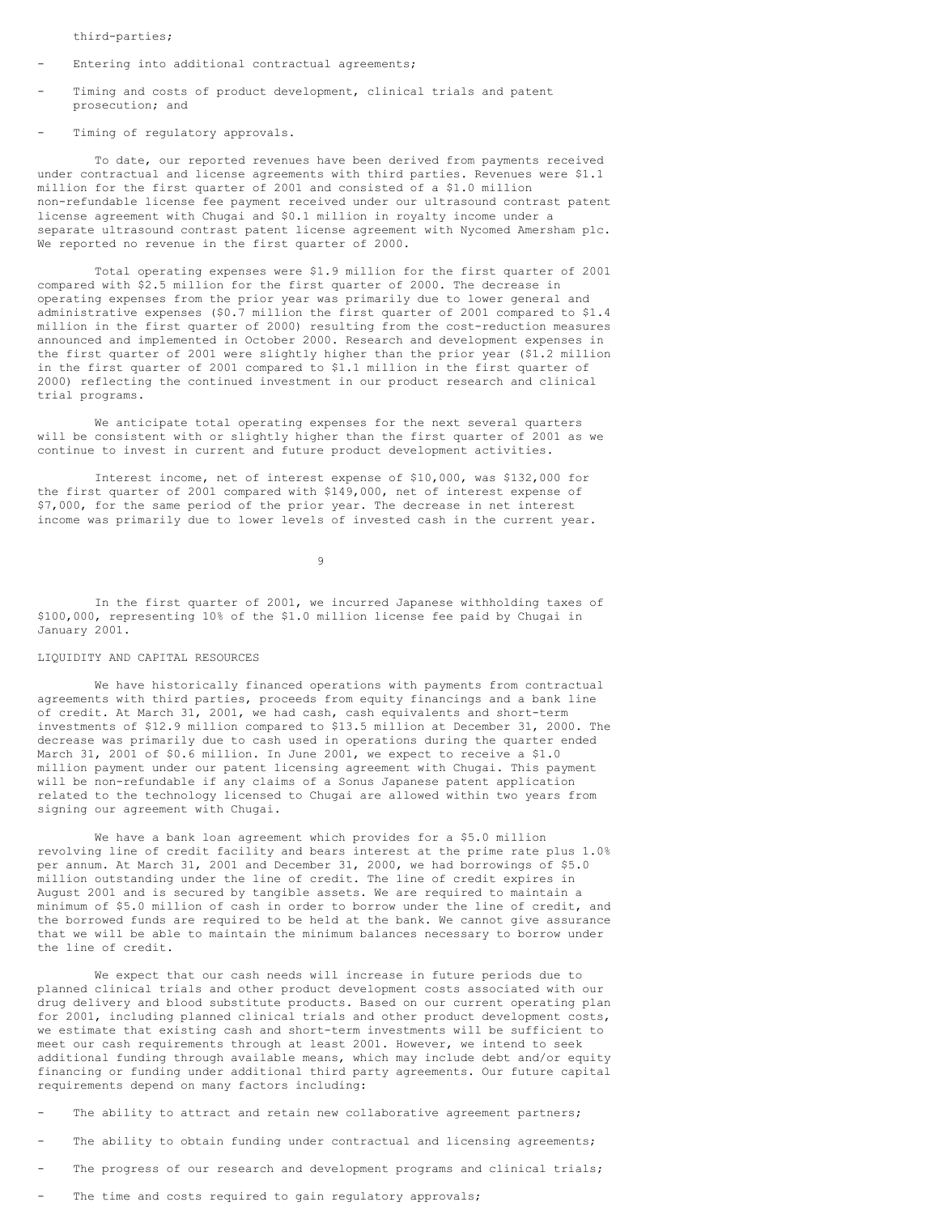third-parties;

- Entering into additional contractual agreements;

- Timing and costs of product development, clinical trials and patent prosecution; and

- Timing of regulatory approvals.

To date, our reported revenues have been derived from payments received under contractual and license agreements with third parties. Revenues were $1.1 million for the first quarter of 2001 and consisted of a $1.0 million non-refundable license fee payment received under our ultrasound contrast patent license agreement with Chugai and $0.1 million in royalty income under a separate ultrasound contrast patent license agreement with Nycomed Amersham plc. We reported no revenue in the first quarter of 2000.

Total operating expenses were $1.9 million for the first quarter of 2001 compared with $2.5 million for the first quarter of 2000. The decrease in operating expenses from the prior year was primarily due to lower general and administrative expenses ($0.7 million the first quarter of 2001 compared to $1.4 million in the first quarter of 2000) resulting from the cost-reduction measures announced and implemented in October 2000. Research and development expenses in the first quarter of 2001 were slightly higher than the prior year ($1.2 million in the first quarter of 2001 compared to $1.1 million in the first quarter of 2000) reflecting the continued investment in our product research and clinical trial programs.

We anticipate total operating expenses for the next several quarters will be consistent with or slightly higher than the first quarter of 2001 as we continue to invest in current and future product development activities.

Interest income, net of interest expense of $10,000, was $132,000 for the first quarter of 2001 compared with $149,000, net of interest expense of $7,000, for the same period of the prior year. The decrease in net interest income was primarily due to lower levels of invested cash in the current year.

In the first quarter of 2001, we incurred Japanese withholding taxes of $100,000, representing 10% of the $1.0 million license fee paid by Chugai in January 2001.

LIQUIDITY AND CAPITAL RESOURCES

We have historically financed operations with payments from contractual agreements with third parties, proceeds from equity financings and a bank line of credit. At March 31, 2001, we had cash, cash equivalents and short-term investments of $12.9 million compared to $13.5 million at December 31, 2000. The decrease was primarily due to cash used in operations during the quarter ended March 31, 2001 of $0.6 million. In June 2001, we expect to receive a $1.0 million payment under our patent licensing agreement with Chugai. This payment will be non-refundable if any claims of a Sonus Japanese patent application related to the technology licensed to Chugai are allowed within two years from signing our agreement with Chugai.

We have a bank loan agreement which provides for a $5.0 million revolving line of credit facility and bears interest at the prime rate plus 1.0% per annum. At March 31, 2001 and December 31, 2000, we had borrowings of $5.0 million outstanding under the line of credit. The line of credit expires in August 2001 and is secured by tangible assets. We are required to maintain a minimum of $5.0 million of cash in order to borrow under the line of credit, and the borrowed funds are required to be held at the bank. We cannot give assurance that we will be able to maintain the minimum balances necessary to borrow under the line of credit.

We expect that our cash needs will increase in future periods due to planned clinical trials and other product development costs associated with our drug delivery and blood substitute products. Based on our current operating plan for 2001, including planned clinical trials and other product development costs, we estimate that existing cash and short-term investments will be sufficient to meet our cash requirements through at least 2001. However, we intend to seek additional funding through available means, which may include debt and/or equity financing or funding under additional third party agreements. Our future capital requirements depend on many factors including:

- The ability to attract and retain new collaborative agreement partners;

- The ability to obtain funding under contractual and licensing agreements;

- The progress of our research and development programs and clinical trials;

- The time and costs required to gain regulatory approvals;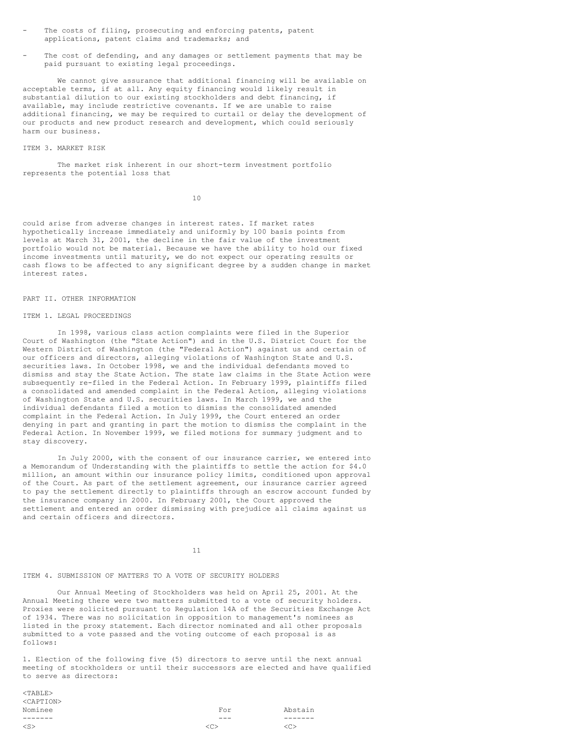- The costs of filing, prosecuting and enforcing patents, patent applications, patent claims and trademarks; and

- The cost of defending, and any damages or settlement payments that may be paid pursuant to existing legal proceedings.

We cannot give assurance that additional financing will be available on acceptable terms, if at all. Any equity financing would likely result in substantial dilution to our existing stockholders and debt financing, if available, may include restrictive covenants. If we are unable to raise additional financing, we may be required to curtail or delay the development of our products and new product research and development, which could seriously harm our business.

ITEM 3. MARKET RISK

The market risk inherent in our short-term investment portfolio represents the potential loss that could arise from adverse changes in interest rates. If market rates hypothetically increase immediately and uniformly by 100 basis points from levels at March 31, 2001, the decline in the fair value of the investment portfolio would not be material. Because we have the ability to hold our fixed income investments until maturity, we do not expect our operating results or cash flows to be affected to any significant degree by a sudden change in market interest rates.

PART II. OTHER INFORMATION

ITEM 1. LEGAL PROCEEDINGS

In 1998, various class action complaints were filed in the Superior Court of Washington (the "State Action") and in the U.S. District Court for the Western District of Washington (the "Federal Action") against us and certain of our officers and directors, alleging violations of Washington State and U.S. securities laws. In October 1998, we and the individual defendants moved to dismiss and stay the State Action. The state law claims in the State Action were subsequently re-filed in the Federal Action. In February 1999, plaintiffs filed a consolidated and amended complaint in the Federal Action, alleging violations of Washington State and U.S. securities laws. In March 1999, we and the individual defendants filed a motion to dismiss the consolidated amended complaint in the Federal Action. In July 1999, the Court entered an order denying in part and granting in part the motion to dismiss the complaint in the Federal Action. In November 1999, we filed motions for summary judgment and to stay discovery.

In July 2000, with the consent of our insurance carrier, we entered into a Memorandum of Understanding with the plaintiffs to settle the action for $4.0 million, an amount within our insurance policy limits, conditioned upon approval of the Court. As part of the settlement agreement, our insurance carrier agreed to pay the settlement directly to plaintiffs through an escrow account funded by the insurance company in 2000. In February 2001, the Court approved the settlement and entered an order dismissing with prejudice all claims against us and certain officers and directors.

ITEM 4. SUBMISSION OF MATTERS TO A VOTE OF SECURITY HOLDERS

Our Annual Meeting of Stockholders was held on April 25, 2001. At the Annual Meeting there were two matters submitted to a vote of security holders. Proxies were solicited pursuant to Regulation 14A of the Securities Exchange Act of 1934. There was no solicitation in opposition to management's nominees as listed in the proxy statement. Each director nominated and all other proposals submitted to a vote passed and the voting outcome of each proposal is as follows:

1. Election of the following five (5) directors to serve until the next annual meeting of stockholders or until their successors are elected and have qualified to serve as directors:

| Nominee | For | Abstain |
| --- | --- | --- |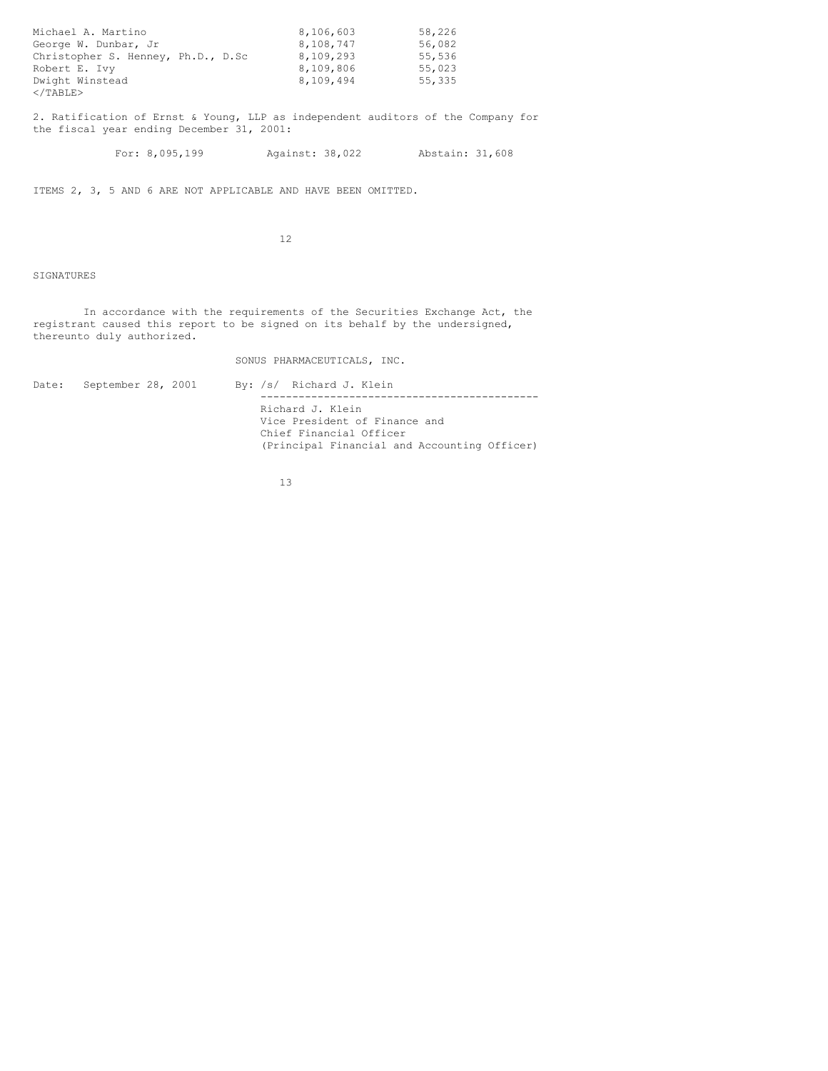| | | |
|---|---|---|
| Michael A. Martino | 8,106,603 | 58,226 |
| George W. Dunbar, Jr | 8,108,747 | 56,082 |
| Christopher S. Henney, Ph.D., D.Sc | 8,109,293 | 55,536 |
| Robert E. Ivy | 8,109,806 | 55,023 |
| Dwight Winstead | 8,109,494 | 55,335 |

2. Ratification of Ernst & Young, LLP as independent auditors of the Company for the fiscal year ending December 31, 2001:

For: 8,095,199     Against: 38,022     Abstain: 31,608

ITEMS 2, 3, 5 AND 6 ARE NOT APPLICABLE AND HAVE BEEN OMITTED.

SIGNATURES

In accordance with the requirements of the Securities Exchange Act, the registrant caused this report to be signed on its behalf by the undersigned, thereunto duly authorized.

SONUS PHARMACEUTICALS, INC.

Date: September 28, 2001     By: /s/ Richard J. Klein

Richard J. Klein
Vice President of Finance and
Chief Financial Officer
(Principal Financial and Accounting Officer)